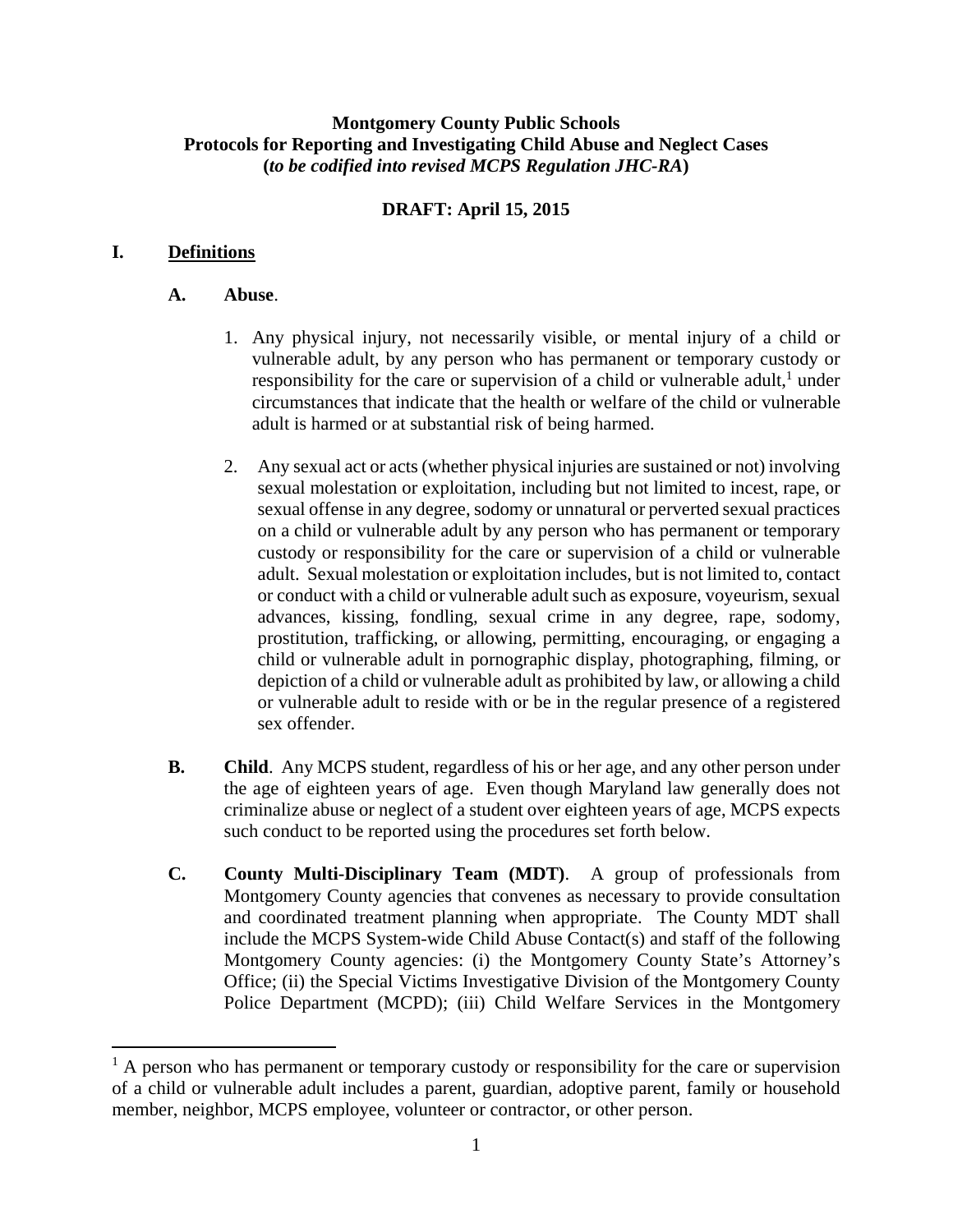**Montgomery County Public Schools**
**Protocols for Reporting and Investigating Child Abuse and Neglect Cases**
**(*to be codified into revised MCPS Regulation JHC-RA*)**

**DRAFT: April 15, 2015**

## I. Definitions

### A. Abuse.

1. Any physical injury, not necessarily visible, or mental injury of a child or vulnerable adult, by any person who has permanent or temporary custody or responsibility for the care or supervision of a child or vulnerable adult,[1] under circumstances that indicate that the health or welfare of the child or vulnerable adult is harmed or at substantial risk of being harmed.

2. Any sexual act or acts (whether physical injuries are sustained or not) involving sexual molestation or exploitation, including but not limited to incest, rape, or sexual offense in any degree, sodomy or unnatural or perverted sexual practices on a child or vulnerable adult by any person who has permanent or temporary custody or responsibility for the care or supervision of a child or vulnerable adult. Sexual molestation or exploitation includes, but is not limited to, contact or conduct with a child or vulnerable adult such as exposure, voyeurism, sexual advances, kissing, fondling, sexual crime in any degree, rape, sodomy, prostitution, trafficking, or allowing, permitting, encouraging, or engaging a child or vulnerable adult in pornographic display, photographing, filming, or depiction of a child or vulnerable adult as prohibited by law, or allowing a child or vulnerable adult to reside with or be in the regular presence of a registered sex offender.

**B. Child**. Any MCPS student, regardless of his or her age, and any other person under the age of eighteen years of age. Even though Maryland law generally does not criminalize abuse or neglect of a student over eighteen years of age, MCPS expects such conduct to be reported using the procedures set forth below.

**C. County Multi-Disciplinary Team (MDT)**. A group of professionals from Montgomery County agencies that convenes as necessary to provide consultation and coordinated treatment planning when appropriate. The County MDT shall include the MCPS System-wide Child Abuse Contact(s) and staff of the following Montgomery County agencies: (i) the Montgomery County State's Attorney's Office; (ii) the Special Victims Investigative Division of the Montgomery County Police Department (MCPD); (iii) Child Welfare Services in the Montgomery

---

[1] A person who has permanent or temporary custody or responsibility for the care or supervision of a child or vulnerable adult includes a parent, guardian, adoptive parent, family or household member, neighbor, MCPS employee, volunteer or contractor, or other person.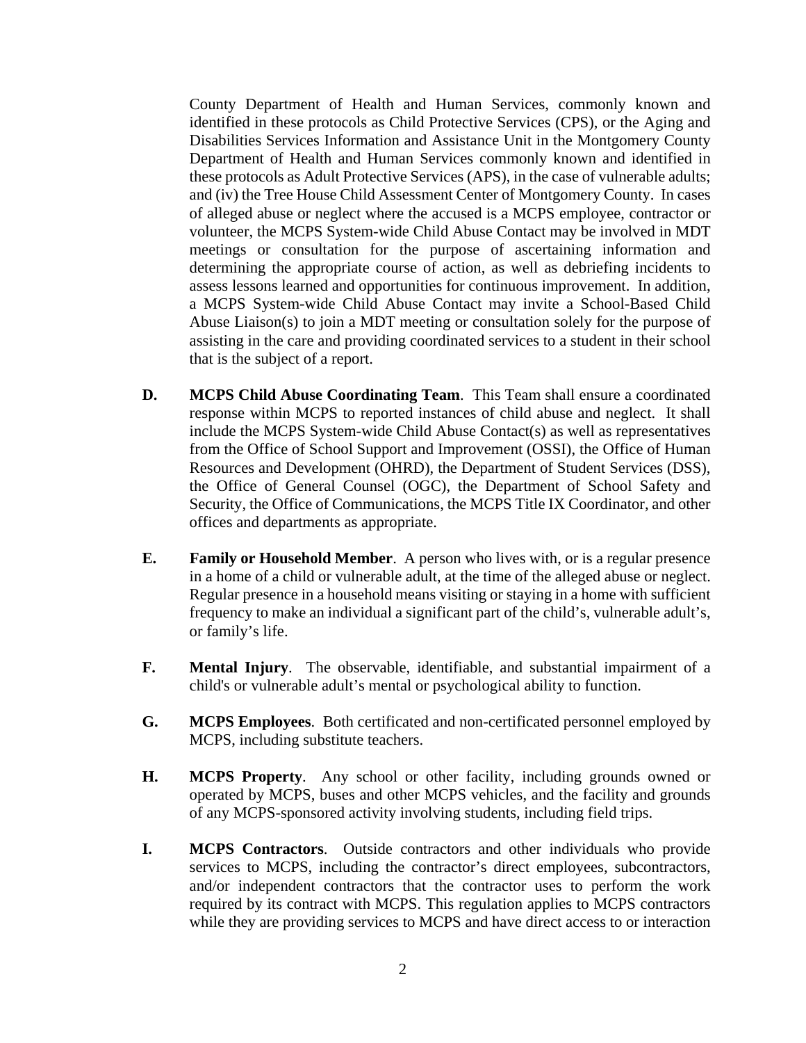County Department of Health and Human Services, commonly known and identified in these protocols as Child Protective Services (CPS), or the Aging and Disabilities Services Information and Assistance Unit in the Montgomery County Department of Health and Human Services commonly known and identified in these protocols as Adult Protective Services (APS), in the case of vulnerable adults; and (iv) the Tree House Child Assessment Center of Montgomery County. In cases of alleged abuse or neglect where the accused is a MCPS employee, contractor or volunteer, the MCPS System-wide Child Abuse Contact may be involved in MDT meetings or consultation for the purpose of ascertaining information and determining the appropriate course of action, as well as debriefing incidents to assess lessons learned and opportunities for continuous improvement. In addition, a MCPS System-wide Child Abuse Contact may invite a School-Based Child Abuse Liaison(s) to join a MDT meeting or consultation solely for the purpose of assisting in the care and providing coordinated services to a student in their school that is the subject of a report.

**D.** **MCPS Child Abuse Coordinating Team**. This Team shall ensure a coordinated response within MCPS to reported instances of child abuse and neglect. It shall include the MCPS System-wide Child Abuse Contact(s) as well as representatives from the Office of School Support and Improvement (OSSI), the Office of Human Resources and Development (OHRD), the Department of Student Services (DSS), the Office of General Counsel (OGC), the Department of School Safety and Security, the Office of Communications, the MCPS Title IX Coordinator, and other offices and departments as appropriate.

**E.** **Family or Household Member**. A person who lives with, or is a regular presence in a home of a child or vulnerable adult, at the time of the alleged abuse or neglect. Regular presence in a household means visiting or staying in a home with sufficient frequency to make an individual a significant part of the child's, vulnerable adult's, or family's life.

**F.** **Mental Injury**. The observable, identifiable, and substantial impairment of a child's or vulnerable adult's mental or psychological ability to function.

**G.** **MCPS Employees**. Both certificated and non-certificated personnel employed by MCPS, including substitute teachers.

**H.** **MCPS Property**. Any school or other facility, including grounds owned or operated by MCPS, buses and other MCPS vehicles, and the facility and grounds of any MCPS-sponsored activity involving students, including field trips.

**I.** **MCPS Contractors**. Outside contractors and other individuals who provide services to MCPS, including the contractor's direct employees, subcontractors, and/or independent contractors that the contractor uses to perform the work required by its contract with MCPS. This regulation applies to MCPS contractors while they are providing services to MCPS and have direct access to or interaction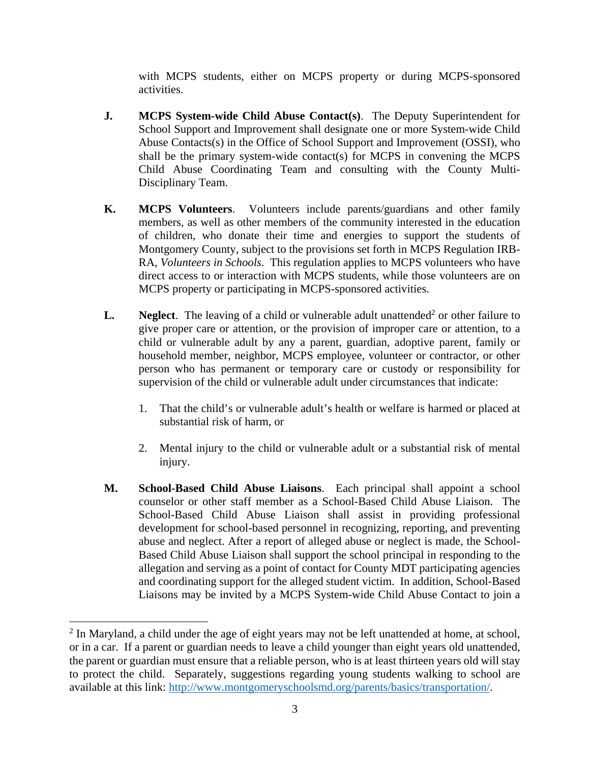with MCPS students, either on MCPS property or during MCPS-sponsored activities.

**J.** **MCPS System-wide Child Abuse Contact(s)**. The Deputy Superintendent for School Support and Improvement shall designate one or more System-wide Child Abuse Contacts(s) in the Office of School Support and Improvement (OSSI), who shall be the primary system-wide contact(s) for MCPS in convening the MCPS Child Abuse Coordinating Team and consulting with the County Multi-Disciplinary Team.

**K.** **MCPS Volunteers**. Volunteers include parents/guardians and other family members, as well as other members of the community interested in the education of children, who donate their time and energies to support the students of Montgomery County, subject to the provisions set forth in MCPS Regulation IRB-RA, *Volunteers in Schools*. This regulation applies to MCPS volunteers who have direct access to or interaction with MCPS students, while those volunteers are on MCPS property or participating in MCPS-sponsored activities.

**L.** **Neglect**. The leaving of a child or vulnerable adult unattended[2] or other failure to give proper care or attention, or the provision of improper care or attention, to a child or vulnerable adult by any a parent, guardian, adoptive parent, family or household member, neighbor, MCPS employee, volunteer or contractor, or other person who has permanent or temporary care or custody or responsibility for supervision of the child or vulnerable adult under circumstances that indicate:

1. That the child's or vulnerable adult's health or welfare is harmed or placed at substantial risk of harm, or
2. Mental injury to the child or vulnerable adult or a substantial risk of mental injury.

**M.** **School-Based Child Abuse Liaisons**. Each principal shall appoint a school counselor or other staff member as a School-Based Child Abuse Liaison. The School-Based Child Abuse Liaison shall assist in providing professional development for school-based personnel in recognizing, reporting, and preventing abuse and neglect. After a report of alleged abuse or neglect is made, the School-Based Child Abuse Liaison shall support the school principal in responding to the allegation and serving as a point of contact for County MDT participating agencies and coordinating support for the alleged student victim. In addition, School-Based Liaisons may be invited by a MCPS System-wide Child Abuse Contact to join a

---

[2] In Maryland, a child under the age of eight years may not be left unattended at home, at school, or in a car. If a parent or guardian needs to leave a child younger than eight years old unattended, the parent or guardian must ensure that a reliable person, who is at least thirteen years old will stay to protect the child. Separately, suggestions regarding young students walking to school are available at this link: http://www.montgomeryschoolsmd.org/parents/basics/transportation/.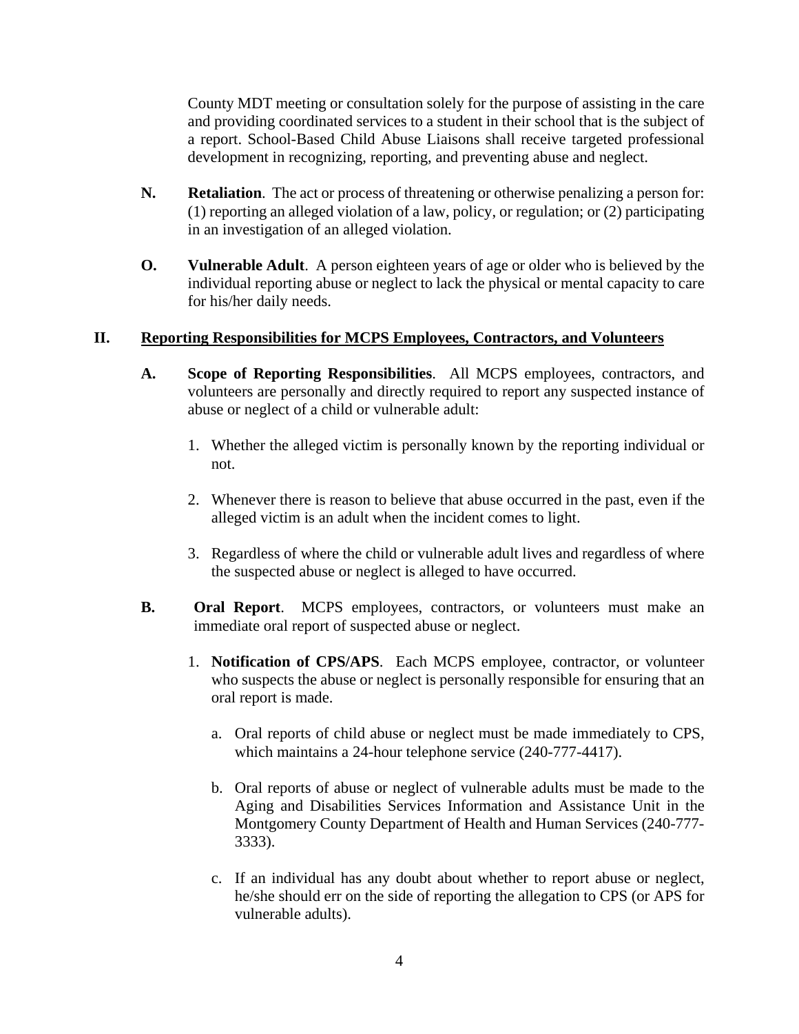County MDT meeting or consultation solely for the purpose of assisting in the care and providing coordinated services to a student in their school that is the subject of a report. School-Based Child Abuse Liaisons shall receive targeted professional development in recognizing, reporting, and preventing abuse and neglect.

**N. Retaliation**. The act or process of threatening or otherwise penalizing a person for: (1) reporting an alleged violation of a law, policy, or regulation; or (2) participating in an investigation of an alleged violation.

**O. Vulnerable Adult**. A person eighteen years of age or older who is believed by the individual reporting abuse or neglect to lack the physical or mental capacity to care for his/her daily needs.

## II. Reporting Responsibilities for MCPS Employees, Contractors, and Volunteers

**A. Scope of Reporting Responsibilities**. All MCPS employees, contractors, and volunteers are personally and directly required to report any suspected instance of abuse or neglect of a child or vulnerable adult:

1. Whether the alleged victim is personally known by the reporting individual or not.
2. Whenever there is reason to believe that abuse occurred in the past, even if the alleged victim is an adult when the incident comes to light.
3. Regardless of where the child or vulnerable adult lives and regardless of where the suspected abuse or neglect is alleged to have occurred.

**B. Oral Report**. MCPS employees, contractors, or volunteers must make an immediate oral report of suspected abuse or neglect.

1. **Notification of CPS/APS**. Each MCPS employee, contractor, or volunteer who suspects the abuse or neglect is personally responsible for ensuring that an oral report is made.
   a. Oral reports of child abuse or neglect must be made immediately to CPS, which maintains a 24-hour telephone service (240-777-4417).
   b. Oral reports of abuse or neglect of vulnerable adults must be made to the Aging and Disabilities Services Information and Assistance Unit in the Montgomery County Department of Health and Human Services (240-777-3333).
   c. If an individual has any doubt about whether to report abuse or neglect, he/she should err on the side of reporting the allegation to CPS (or APS for vulnerable adults).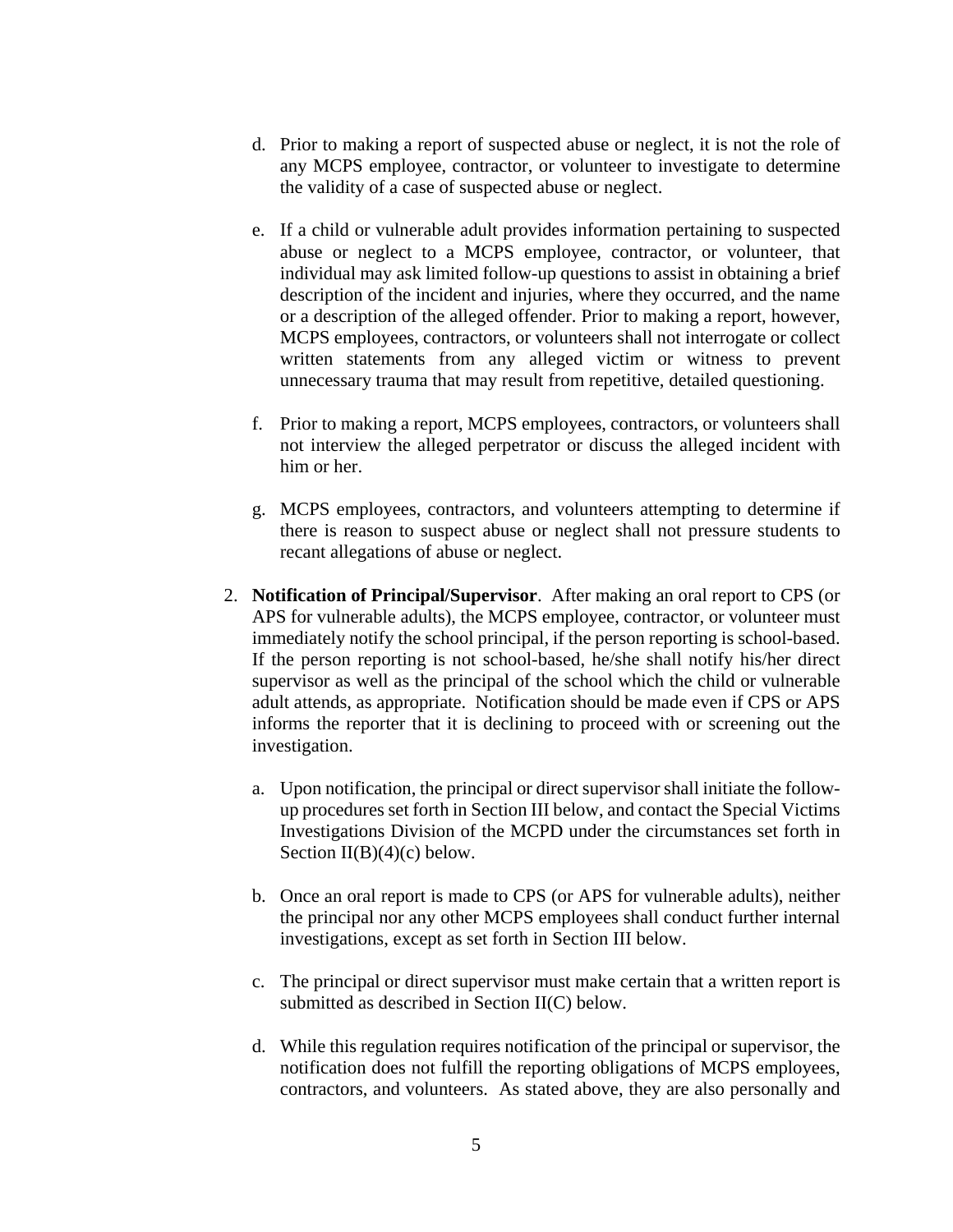d. Prior to making a report of suspected abuse or neglect, it is not the role of any MCPS employee, contractor, or volunteer to investigate to determine the validity of a case of suspected abuse or neglect.

e. If a child or vulnerable adult provides information pertaining to suspected abuse or neglect to a MCPS employee, contractor, or volunteer, that individual may ask limited follow-up questions to assist in obtaining a brief description of the incident and injuries, where they occurred, and the name or a description of the alleged offender. Prior to making a report, however, MCPS employees, contractors, or volunteers shall not interrogate or collect written statements from any alleged victim or witness to prevent unnecessary trauma that may result from repetitive, detailed questioning.

f. Prior to making a report, MCPS employees, contractors, or volunteers shall not interview the alleged perpetrator or discuss the alleged incident with him or her.

g. MCPS employees, contractors, and volunteers attempting to determine if there is reason to suspect abuse or neglect shall not pressure students to recant allegations of abuse or neglect.

2. **Notification of Principal/Supervisor**. After making an oral report to CPS (or APS for vulnerable adults), the MCPS employee, contractor, or volunteer must immediately notify the school principal, if the person reporting is school-based. If the person reporting is not school-based, he/she shall notify his/her direct supervisor as well as the principal of the school which the child or vulnerable adult attends, as appropriate. Notification should be made even if CPS or APS informs the reporter that it is declining to proceed with or screening out the investigation.

   a. Upon notification, the principal or direct supervisor shall initiate the follow-up procedures set forth in Section III below, and contact the Special Victims Investigations Division of the MCPD under the circumstances set forth in Section II(B)(4)(c) below.

   b. Once an oral report is made to CPS (or APS for vulnerable adults), neither the principal nor any other MCPS employees shall conduct further internal investigations, except as set forth in Section III below.

   c. The principal or direct supervisor must make certain that a written report is submitted as described in Section II(C) below.

   d. While this regulation requires notification of the principal or supervisor, the notification does not fulfill the reporting obligations of MCPS employees, contractors, and volunteers. As stated above, they are also personally and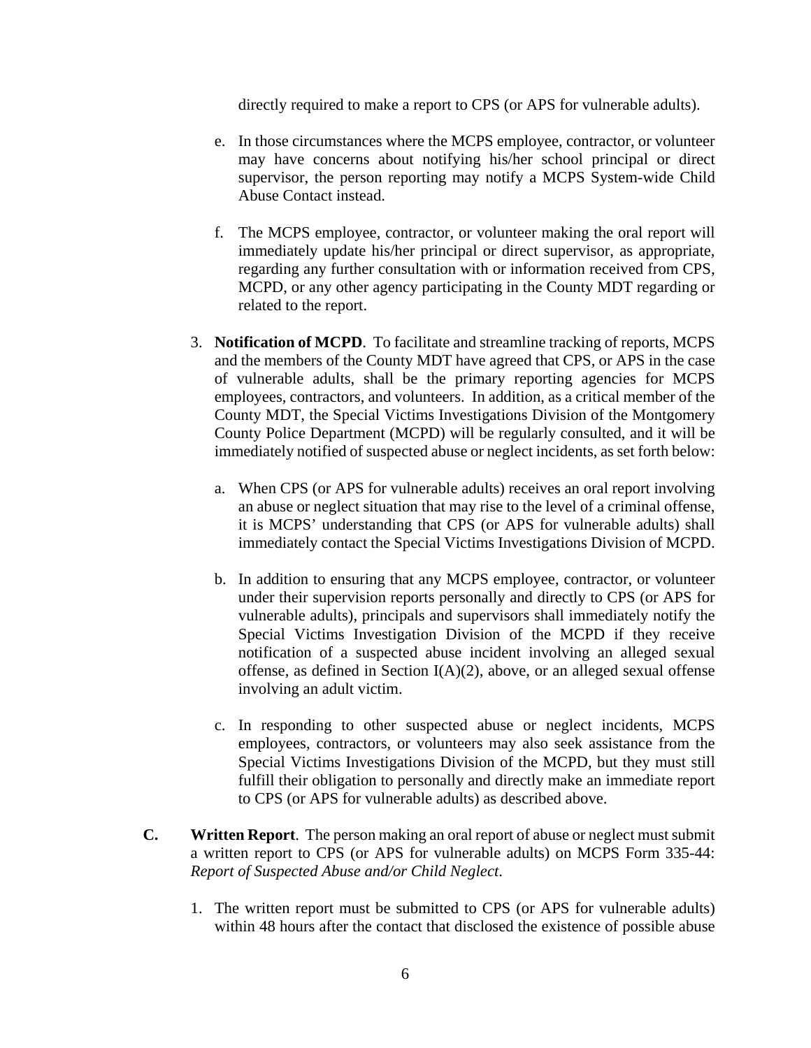directly required to make a report to CPS (or APS for vulnerable adults).

e. In those circumstances where the MCPS employee, contractor, or volunteer may have concerns about notifying his/her school principal or direct supervisor, the person reporting may notify a MCPS System-wide Child Abuse Contact instead.

f. The MCPS employee, contractor, or volunteer making the oral report will immediately update his/her principal or direct supervisor, as appropriate, regarding any further consultation with or information received from CPS, MCPD, or any other agency participating in the County MDT regarding or related to the report.

3. **Notification of MCPD**. To facilitate and streamline tracking of reports, MCPS and the members of the County MDT have agreed that CPS, or APS in the case of vulnerable adults, shall be the primary reporting agencies for MCPS employees, contractors, and volunteers. In addition, as a critical member of the County MDT, the Special Victims Investigations Division of the Montgomery County Police Department (MCPD) will be regularly consulted, and it will be immediately notified of suspected abuse or neglect incidents, as set forth below:

   a. When CPS (or APS for vulnerable adults) receives an oral report involving an abuse or neglect situation that may rise to the level of a criminal offense, it is MCPS' understanding that CPS (or APS for vulnerable adults) shall immediately contact the Special Victims Investigations Division of MCPD.

   b. In addition to ensuring that any MCPS employee, contractor, or volunteer under their supervision reports personally and directly to CPS (or APS for vulnerable adults), principals and supervisors shall immediately notify the Special Victims Investigation Division of the MCPD if they receive notification of a suspected abuse incident involving an alleged sexual offense, as defined in Section I(A)(2), above, or an alleged sexual offense involving an adult victim.

   c. In responding to other suspected abuse or neglect incidents, MCPS employees, contractors, or volunteers may also seek assistance from the Special Victims Investigations Division of the MCPD, but they must still fulfill their obligation to personally and directly make an immediate report to CPS (or APS for vulnerable adults) as described above.

**C. Written Report**. The person making an oral report of abuse or neglect must submit a written report to CPS (or APS for vulnerable adults) on MCPS Form 335-44: *Report of Suspected Abuse and/or Child Neglect*.

1. The written report must be submitted to CPS (or APS for vulnerable adults) within 48 hours after the contact that disclosed the existence of possible abuse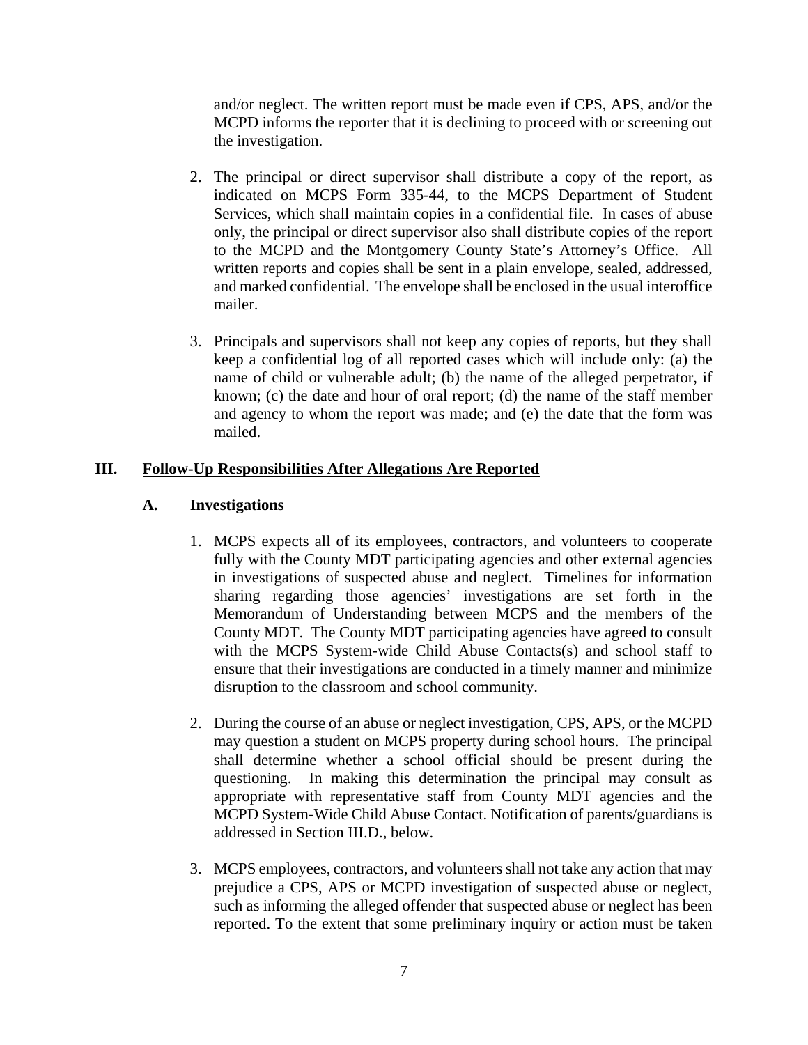and/or neglect. The written report must be made even if CPS, APS, and/or the MCPD informs the reporter that it is declining to proceed with or screening out the investigation.

2. The principal or direct supervisor shall distribute a copy of the report, as indicated on MCPS Form 335-44, to the MCPS Department of Student Services, which shall maintain copies in a confidential file. In cases of abuse only, the principal or direct supervisor also shall distribute copies of the report to the MCPD and the Montgomery County State's Attorney's Office. All written reports and copies shall be sent in a plain envelope, sealed, addressed, and marked confidential. The envelope shall be enclosed in the usual interoffice mailer.

3. Principals and supervisors shall not keep any copies of reports, but they shall keep a confidential log of all reported cases which will include only: (a) the name of child or vulnerable adult; (b) the name of the alleged perpetrator, if known; (c) the date and hour of oral report; (d) the name of the staff member and agency to whom the report was made; and (e) the date that the form was mailed.

## III. <u>Follow-Up Responsibilities After Allegations Are Reported</u>

### A. Investigations

1. MCPS expects all of its employees, contractors, and volunteers to cooperate fully with the County MDT participating agencies and other external agencies in investigations of suspected abuse and neglect. Timelines for information sharing regarding those agencies' investigations are set forth in the Memorandum of Understanding between MCPS and the members of the County MDT. The County MDT participating agencies have agreed to consult with the MCPS System-wide Child Abuse Contacts(s) and school staff to ensure that their investigations are conducted in a timely manner and minimize disruption to the classroom and school community.

2. During the course of an abuse or neglect investigation, CPS, APS, or the MCPD may question a student on MCPS property during school hours. The principal shall determine whether a school official should be present during the questioning. In making this determination the principal may consult as appropriate with representative staff from County MDT agencies and the MCPD System-Wide Child Abuse Contact. Notification of parents/guardians is addressed in Section III.D., below.

3. MCPS employees, contractors, and volunteers shall not take any action that may prejudice a CPS, APS or MCPD investigation of suspected abuse or neglect, such as informing the alleged offender that suspected abuse or neglect has been reported. To the extent that some preliminary inquiry or action must be taken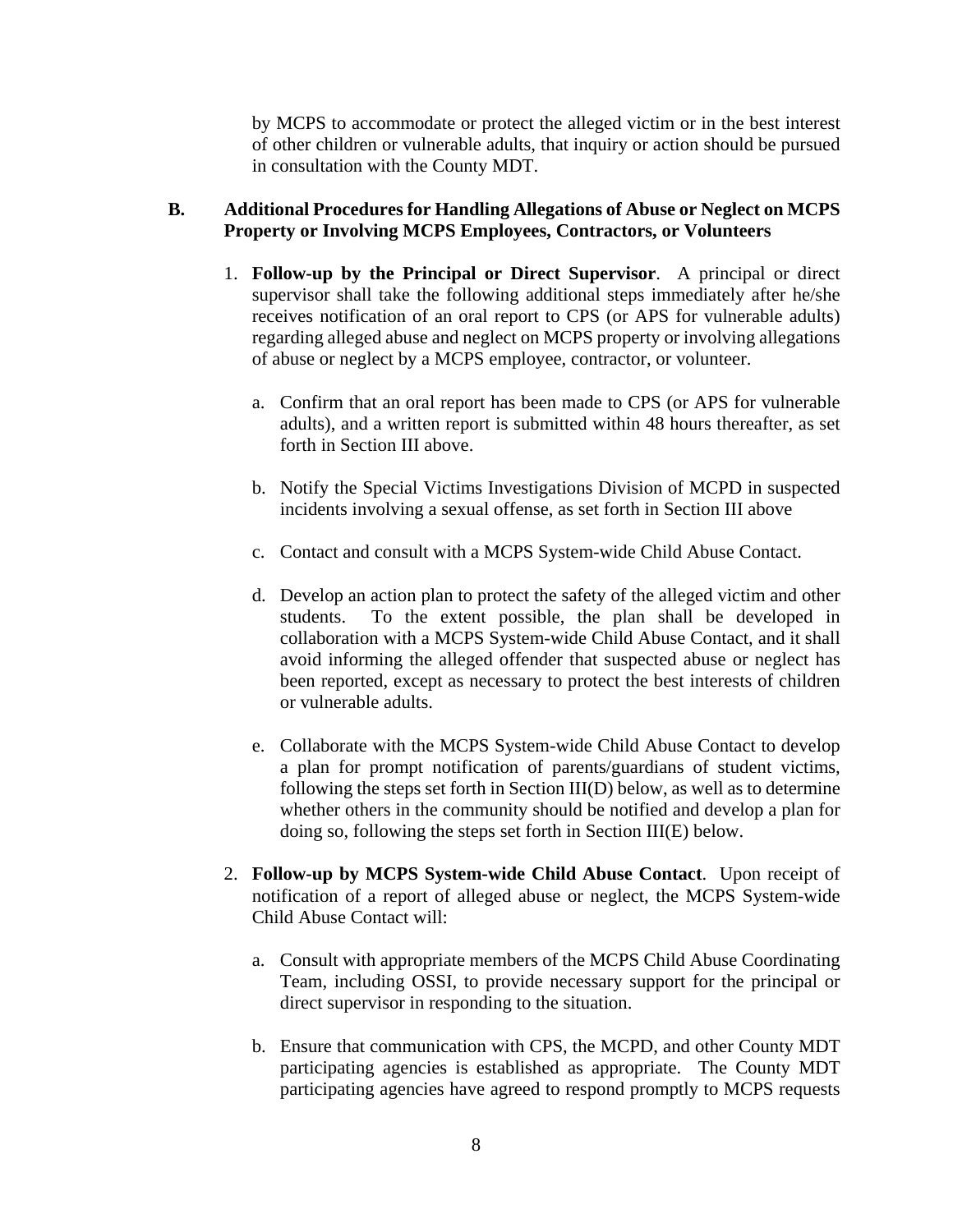by MCPS to accommodate or protect the alleged victim or in the best interest of other children or vulnerable adults, that inquiry or action should be pursued in consultation with the County MDT.

**B. Additional Procedures for Handling Allegations of Abuse or Neglect on MCPS Property or Involving MCPS Employees, Contractors, or Volunteers**

1. **Follow-up by the Principal or Direct Supervisor**. A principal or direct supervisor shall take the following additional steps immediately after he/she receives notification of an oral report to CPS (or APS for vulnerable adults) regarding alleged abuse and neglect on MCPS property or involving allegations of abuse or neglect by a MCPS employee, contractor, or volunteer.

   a. Confirm that an oral report has been made to CPS (or APS for vulnerable adults), and a written report is submitted within 48 hours thereafter, as set forth in Section III above.

   b. Notify the Special Victims Investigations Division of MCPD in suspected incidents involving a sexual offense, as set forth in Section III above

   c. Contact and consult with a MCPS System-wide Child Abuse Contact.

   d. Develop an action plan to protect the safety of the alleged victim and other students. To the extent possible, the plan shall be developed in collaboration with a MCPS System-wide Child Abuse Contact, and it shall avoid informing the alleged offender that suspected abuse or neglect has been reported, except as necessary to protect the best interests of children or vulnerable adults.

   e. Collaborate with the MCPS System-wide Child Abuse Contact to develop a plan for prompt notification of parents/guardians of student victims, following the steps set forth in Section III(D) below, as well as to determine whether others in the community should be notified and develop a plan for doing so, following the steps set forth in Section III(E) below.

2. **Follow-up by MCPS System-wide Child Abuse Contact**. Upon receipt of notification of a report of alleged abuse or neglect, the MCPS System-wide Child Abuse Contact will:

   a. Consult with appropriate members of the MCPS Child Abuse Coordinating Team, including OSSI, to provide necessary support for the principal or direct supervisor in responding to the situation.

   b. Ensure that communication with CPS, the MCPD, and other County MDT participating agencies is established as appropriate. The County MDT participating agencies have agreed to respond promptly to MCPS requests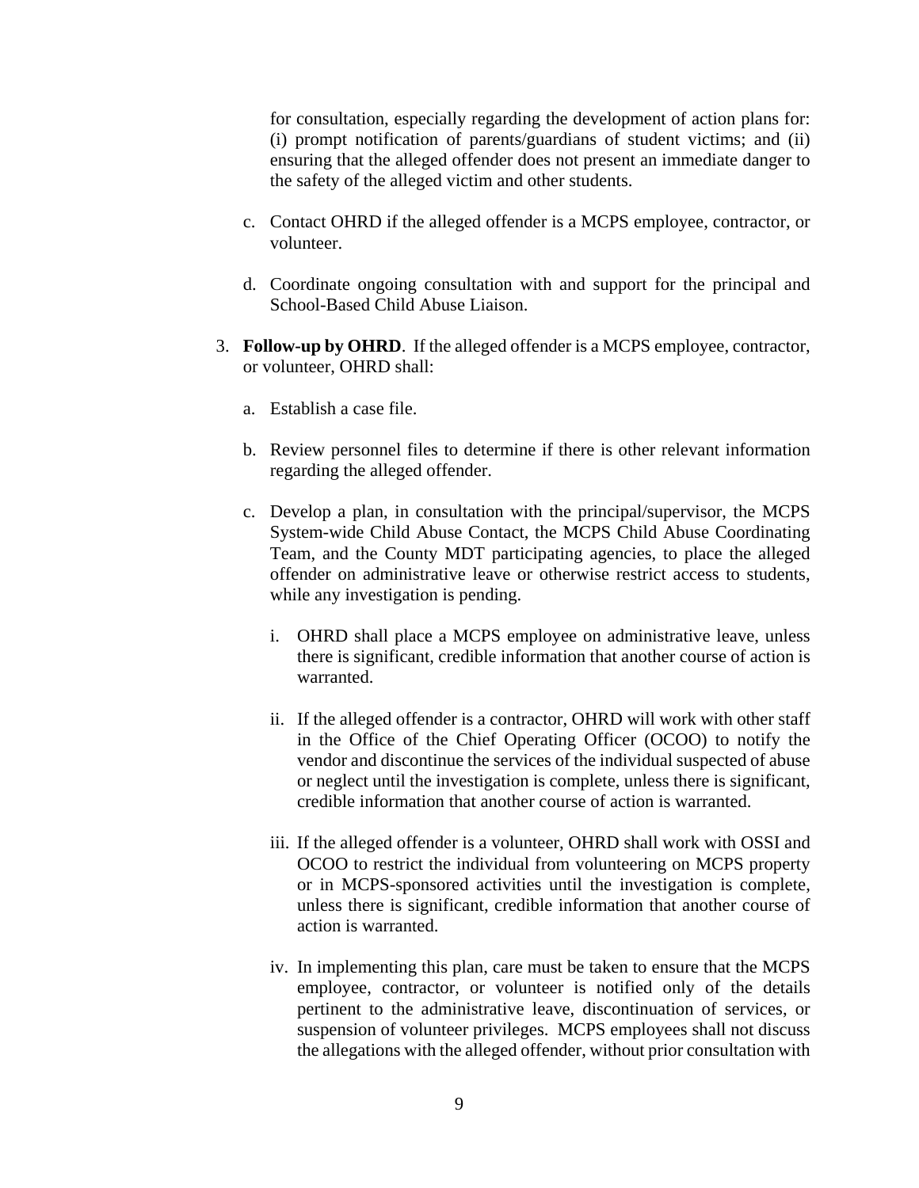for consultation, especially regarding the development of action plans for: (i) prompt notification of parents/guardians of student victims; and (ii) ensuring that the alleged offender does not present an immediate danger to the safety of the alleged victim and other students.

c. Contact OHRD if the alleged offender is a MCPS employee, contractor, or volunteer.

d. Coordinate ongoing consultation with and support for the principal and School-Based Child Abuse Liaison.

3. **Follow-up by OHRD**. If the alleged offender is a MCPS employee, contractor, or volunteer, OHRD shall:

   a. Establish a case file.

   b. Review personnel files to determine if there is other relevant information regarding the alleged offender.

   c. Develop a plan, in consultation with the principal/supervisor, the MCPS System-wide Child Abuse Contact, the MCPS Child Abuse Coordinating Team, and the County MDT participating agencies, to place the alleged offender on administrative leave or otherwise restrict access to students, while any investigation is pending.

      i. OHRD shall place a MCPS employee on administrative leave, unless there is significant, credible information that another course of action is warranted.

      ii. If the alleged offender is a contractor, OHRD will work with other staff in the Office of the Chief Operating Officer (OCOO) to notify the vendor and discontinue the services of the individual suspected of abuse or neglect until the investigation is complete, unless there is significant, credible information that another course of action is warranted.

      iii. If the alleged offender is a volunteer, OHRD shall work with OSSI and OCOO to restrict the individual from volunteering on MCPS property or in MCPS-sponsored activities until the investigation is complete, unless there is significant, credible information that another course of action is warranted.

      iv. In implementing this plan, care must be taken to ensure that the MCPS employee, contractor, or volunteer is notified only of the details pertinent to the administrative leave, discontinuation of services, or suspension of volunteer privileges. MCPS employees shall not discuss the allegations with the alleged offender, without prior consultation with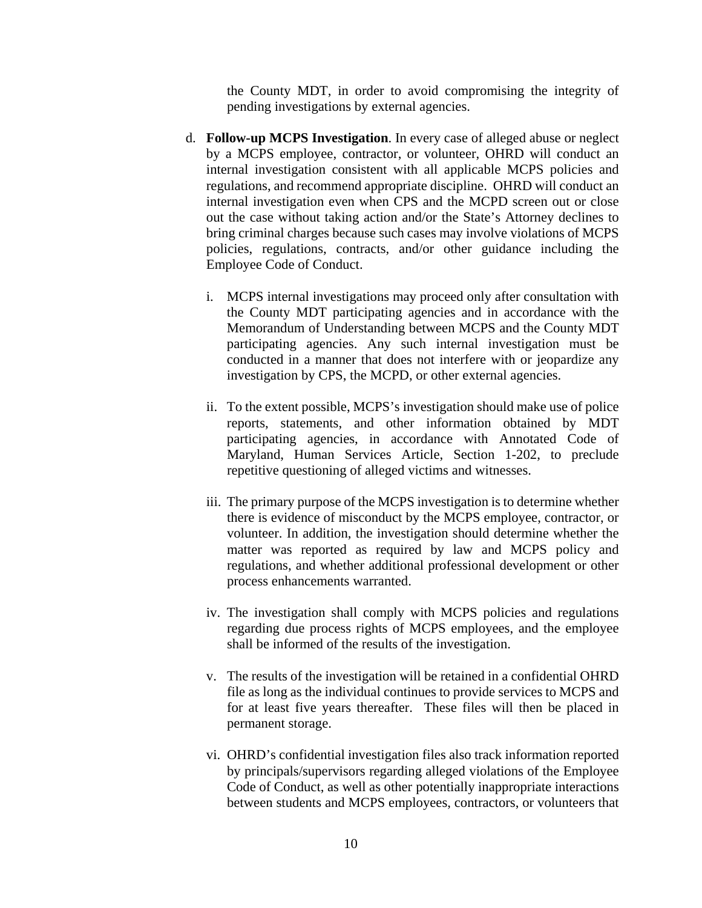the County MDT, in order to avoid compromising the integrity of pending investigations by external agencies.

d. **Follow-up MCPS Investigation**. In every case of alleged abuse or neglect by a MCPS employee, contractor, or volunteer, OHRD will conduct an internal investigation consistent with all applicable MCPS policies and regulations, and recommend appropriate discipline. OHRD will conduct an internal investigation even when CPS and the MCPD screen out or close out the case without taking action and/or the State's Attorney declines to bring criminal charges because such cases may involve violations of MCPS policies, regulations, contracts, and/or other guidance including the Employee Code of Conduct.

   i. MCPS internal investigations may proceed only after consultation with the County MDT participating agencies and in accordance with the Memorandum of Understanding between MCPS and the County MDT participating agencies. Any such internal investigation must be conducted in a manner that does not interfere with or jeopardize any investigation by CPS, the MCPD, or other external agencies.

   ii. To the extent possible, MCPS's investigation should make use of police reports, statements, and other information obtained by MDT participating agencies, in accordance with Annotated Code of Maryland, Human Services Article, Section 1-202, to preclude repetitive questioning of alleged victims and witnesses.

   iii. The primary purpose of the MCPS investigation is to determine whether there is evidence of misconduct by the MCPS employee, contractor, or volunteer. In addition, the investigation should determine whether the matter was reported as required by law and MCPS policy and regulations, and whether additional professional development or other process enhancements warranted.

   iv. The investigation shall comply with MCPS policies and regulations regarding due process rights of MCPS employees, and the employee shall be informed of the results of the investigation.

   v. The results of the investigation will be retained in a confidential OHRD file as long as the individual continues to provide services to MCPS and for at least five years thereafter. These files will then be placed in permanent storage.

   vi. OHRD's confidential investigation files also track information reported by principals/supervisors regarding alleged violations of the Employee Code of Conduct, as well as other potentially inappropriate interactions between students and MCPS employees, contractors, or volunteers that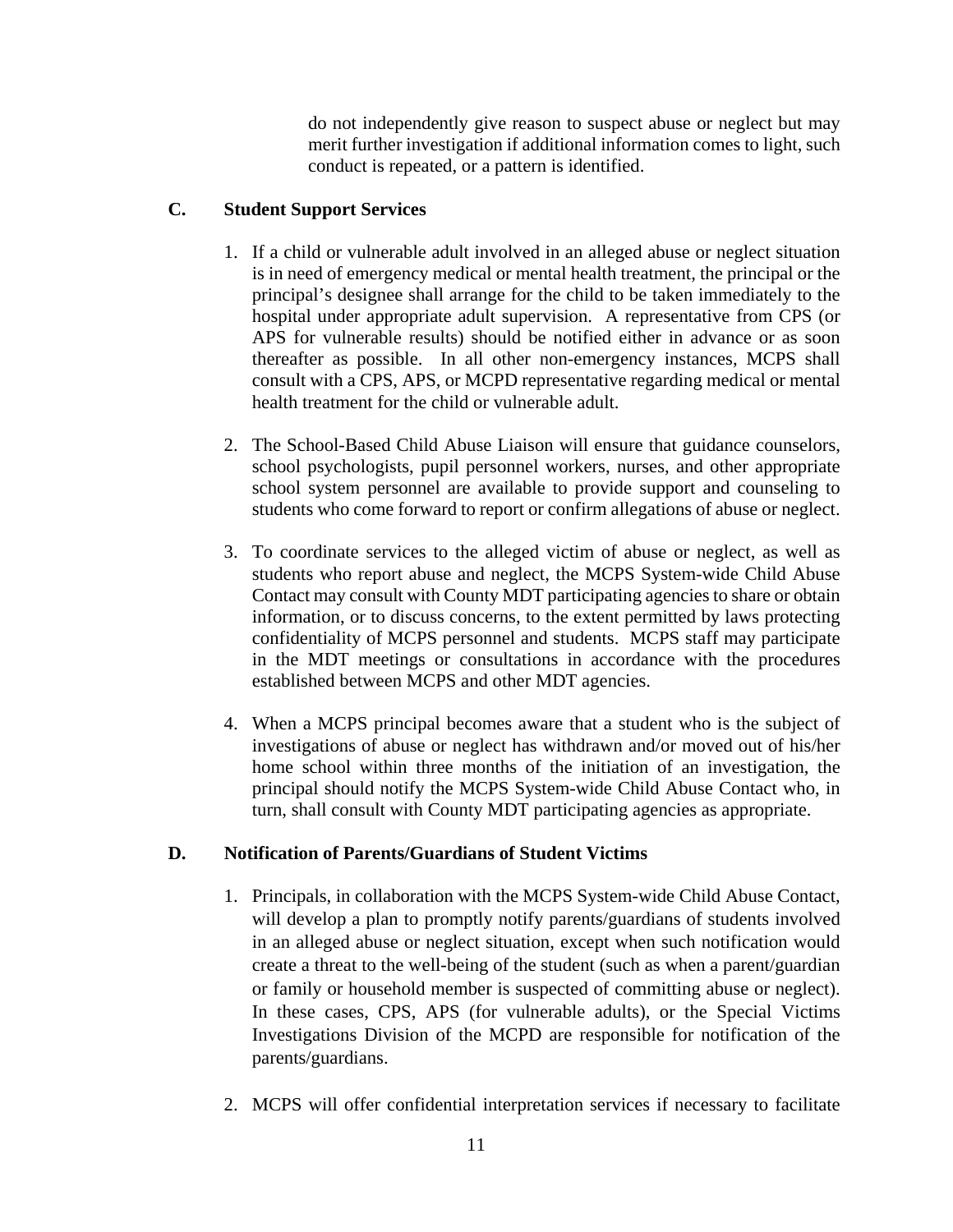do not independently give reason to suspect abuse or neglect but may merit further investigation if additional information comes to light, such conduct is repeated, or a pattern is identified.

**C. Student Support Services**

1. If a child or vulnerable adult involved in an alleged abuse or neglect situation is in need of emergency medical or mental health treatment, the principal or the principal's designee shall arrange for the child to be taken immediately to the hospital under appropriate adult supervision. A representative from CPS (or APS for vulnerable results) should be notified either in advance or as soon thereafter as possible. In all other non-emergency instances, MCPS shall consult with a CPS, APS, or MCPD representative regarding medical or mental health treatment for the child or vulnerable adult.

2. The School-Based Child Abuse Liaison will ensure that guidance counselors, school psychologists, pupil personnel workers, nurses, and other appropriate school system personnel are available to provide support and counseling to students who come forward to report or confirm allegations of abuse or neglect.

3. To coordinate services to the alleged victim of abuse or neglect, as well as students who report abuse and neglect, the MCPS System-wide Child Abuse Contact may consult with County MDT participating agencies to share or obtain information, or to discuss concerns, to the extent permitted by laws protecting confidentiality of MCPS personnel and students. MCPS staff may participate in the MDT meetings or consultations in accordance with the procedures established between MCPS and other MDT agencies.

4. When a MCPS principal becomes aware that a student who is the subject of investigations of abuse or neglect has withdrawn and/or moved out of his/her home school within three months of the initiation of an investigation, the principal should notify the MCPS System-wide Child Abuse Contact who, in turn, shall consult with County MDT participating agencies as appropriate.

**D. Notification of Parents/Guardians of Student Victims**

1. Principals, in collaboration with the MCPS System-wide Child Abuse Contact, will develop a plan to promptly notify parents/guardians of students involved in an alleged abuse or neglect situation, except when such notification would create a threat to the well-being of the student (such as when a parent/guardian or family or household member is suspected of committing abuse or neglect). In these cases, CPS, APS (for vulnerable adults), or the Special Victims Investigations Division of the MCPD are responsible for notification of the parents/guardians.

2. MCPS will offer confidential interpretation services if necessary to facilitate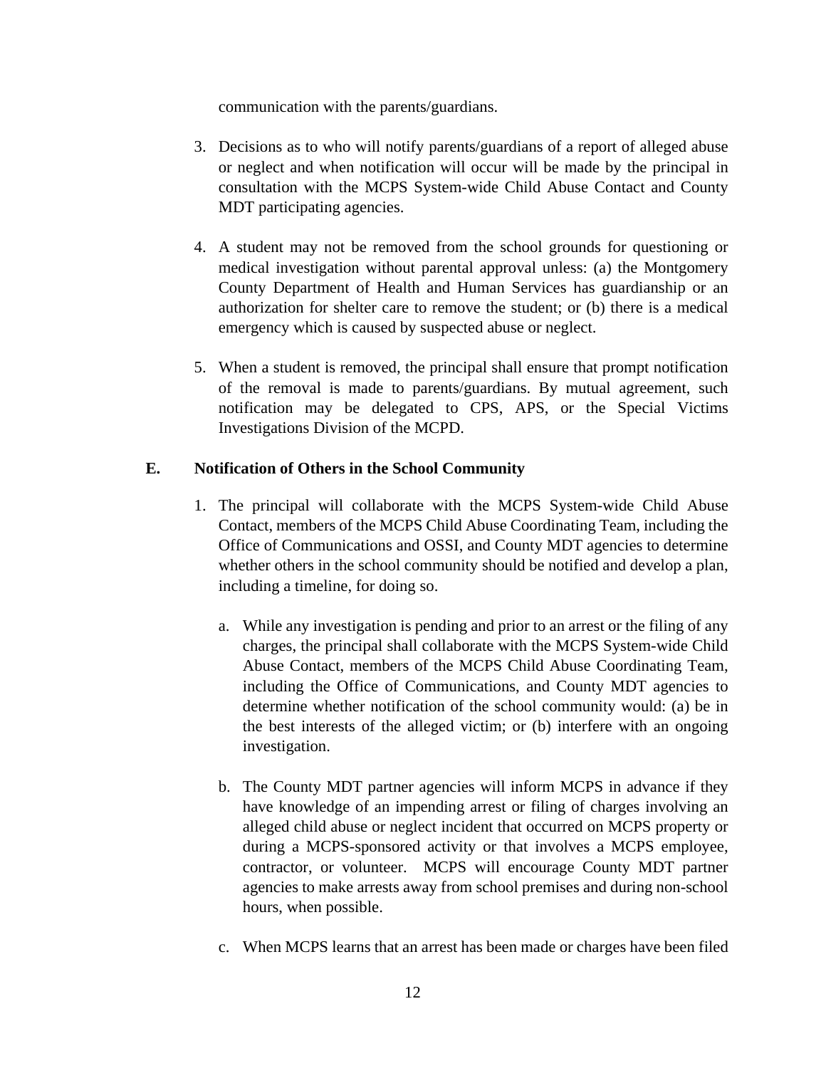communication with the parents/guardians.

3. Decisions as to who will notify parents/guardians of a report of alleged abuse or neglect and when notification will occur will be made by the principal in consultation with the MCPS System-wide Child Abuse Contact and County MDT participating agencies.

4. A student may not be removed from the school grounds for questioning or medical investigation without parental approval unless: (a) the Montgomery County Department of Health and Human Services has guardianship or an authorization for shelter care to remove the student; or (b) there is a medical emergency which is caused by suspected abuse or neglect.

5. When a student is removed, the principal shall ensure that prompt notification of the removal is made to parents/guardians. By mutual agreement, such notification may be delegated to CPS, APS, or the Special Victims Investigations Division of the MCPD.

**E. Notification of Others in the School Community**

1. The principal will collaborate with the MCPS System-wide Child Abuse Contact, members of the MCPS Child Abuse Coordinating Team, including the Office of Communications and OSSI, and County MDT agencies to determine whether others in the school community should be notified and develop a plan, including a timeline, for doing so.

   a. While any investigation is pending and prior to an arrest or the filing of any charges, the principal shall collaborate with the MCPS System-wide Child Abuse Contact, members of the MCPS Child Abuse Coordinating Team, including the Office of Communications, and County MDT agencies to determine whether notification of the school community would: (a) be in the best interests of the alleged victim; or (b) interfere with an ongoing investigation.

   b. The County MDT partner agencies will inform MCPS in advance if they have knowledge of an impending arrest or filing of charges involving an alleged child abuse or neglect incident that occurred on MCPS property or during a MCPS-sponsored activity or that involves a MCPS employee, contractor, or volunteer. MCPS will encourage County MDT partner agencies to make arrests away from school premises and during non-school hours, when possible.

   c. When MCPS learns that an arrest has been made or charges have been filed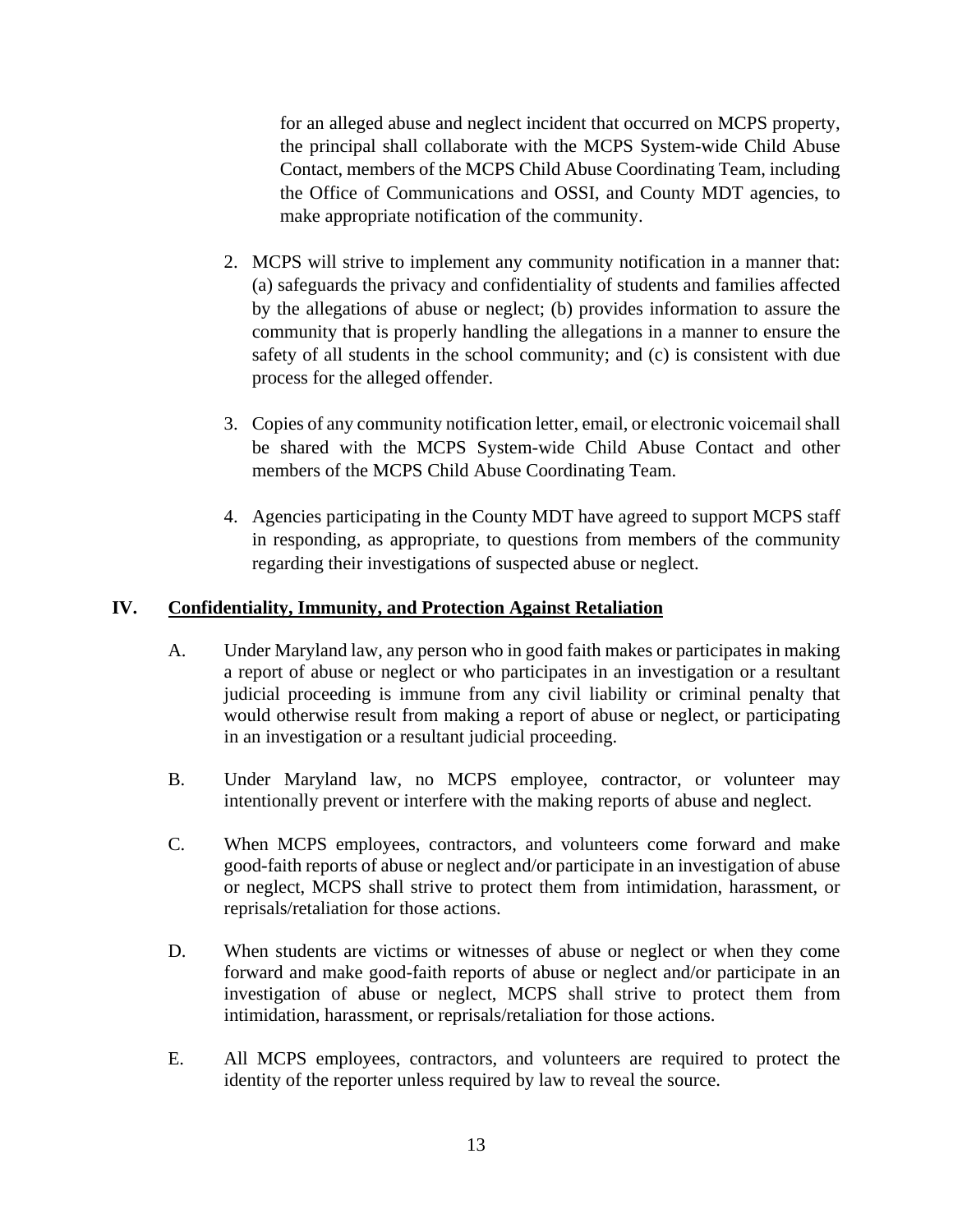for an alleged abuse and neglect incident that occurred on MCPS property, the principal shall collaborate with the MCPS System-wide Child Abuse Contact, members of the MCPS Child Abuse Coordinating Team, including the Office of Communications and OSSI, and County MDT agencies, to make appropriate notification of the community.

2. MCPS will strive to implement any community notification in a manner that: (a) safeguards the privacy and confidentiality of students and families affected by the allegations of abuse or neglect; (b) provides information to assure the community that is properly handling the allegations in a manner to ensure the safety of all students in the school community; and (c) is consistent with due process for the alleged offender.

3. Copies of any community notification letter, email, or electronic voicemail shall be shared with the MCPS System-wide Child Abuse Contact and other members of the MCPS Child Abuse Coordinating Team.

4. Agencies participating in the County MDT have agreed to support MCPS staff in responding, as appropriate, to questions from members of the community regarding their investigations of suspected abuse or neglect.

## IV. Confidentiality, Immunity, and Protection Against Retaliation

A. Under Maryland law, any person who in good faith makes or participates in making a report of abuse or neglect or who participates in an investigation or a resultant judicial proceeding is immune from any civil liability or criminal penalty that would otherwise result from making a report of abuse or neglect, or participating in an investigation or a resultant judicial proceeding.

B. Under Maryland law, no MCPS employee, contractor, or volunteer may intentionally prevent or interfere with the making reports of abuse and neglect.

C. When MCPS employees, contractors, and volunteers come forward and make good-faith reports of abuse or neglect and/or participate in an investigation of abuse or neglect, MCPS shall strive to protect them from intimidation, harassment, or reprisals/retaliation for those actions.

D. When students are victims or witnesses of abuse or neglect or when they come forward and make good-faith reports of abuse or neglect and/or participate in an investigation of abuse or neglect, MCPS shall strive to protect them from intimidation, harassment, or reprisals/retaliation for those actions.

E. All MCPS employees, contractors, and volunteers are required to protect the identity of the reporter unless required by law to reveal the source.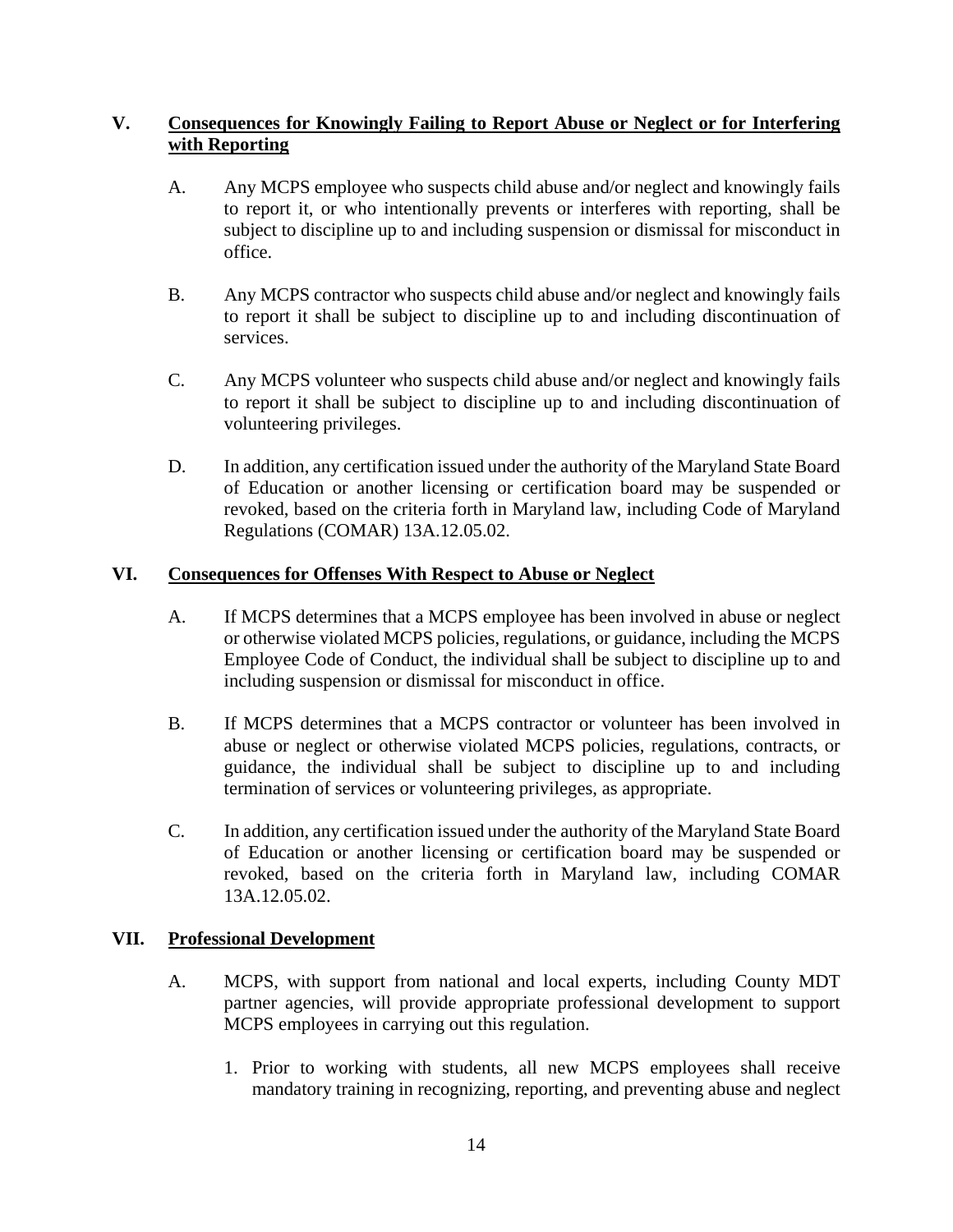## V. Consequences for Knowingly Failing to Report Abuse or Neglect or for Interfering with Reporting

A. Any MCPS employee who suspects child abuse and/or neglect and knowingly fails to report it, or who intentionally prevents or interferes with reporting, shall be subject to discipline up to and including suspension or dismissal for misconduct in office.

B. Any MCPS contractor who suspects child abuse and/or neglect and knowingly fails to report it shall be subject to discipline up to and including discontinuation of services.

C. Any MCPS volunteer who suspects child abuse and/or neglect and knowingly fails to report it shall be subject to discipline up to and including discontinuation of volunteering privileges.

D. In addition, any certification issued under the authority of the Maryland State Board of Education or another licensing or certification board may be suspended or revoked, based on the criteria forth in Maryland law, including Code of Maryland Regulations (COMAR) 13A.12.05.02.

## VI. Consequences for Offenses With Respect to Abuse or Neglect

A. If MCPS determines that a MCPS employee has been involved in abuse or neglect or otherwise violated MCPS policies, regulations, or guidance, including the MCPS Employee Code of Conduct, the individual shall be subject to discipline up to and including suspension or dismissal for misconduct in office.

B. If MCPS determines that a MCPS contractor or volunteer has been involved in abuse or neglect or otherwise violated MCPS policies, regulations, contracts, or guidance, the individual shall be subject to discipline up to and including termination of services or volunteering privileges, as appropriate.

C. In addition, any certification issued under the authority of the Maryland State Board of Education or another licensing or certification board may be suspended or revoked, based on the criteria forth in Maryland law, including COMAR 13A.12.05.02.

## VII. Professional Development

A. MCPS, with support from national and local experts, including County MDT partner agencies, will provide appropriate professional development to support MCPS employees in carrying out this regulation.

1. Prior to working with students, all new MCPS employees shall receive mandatory training in recognizing, reporting, and preventing abuse and neglect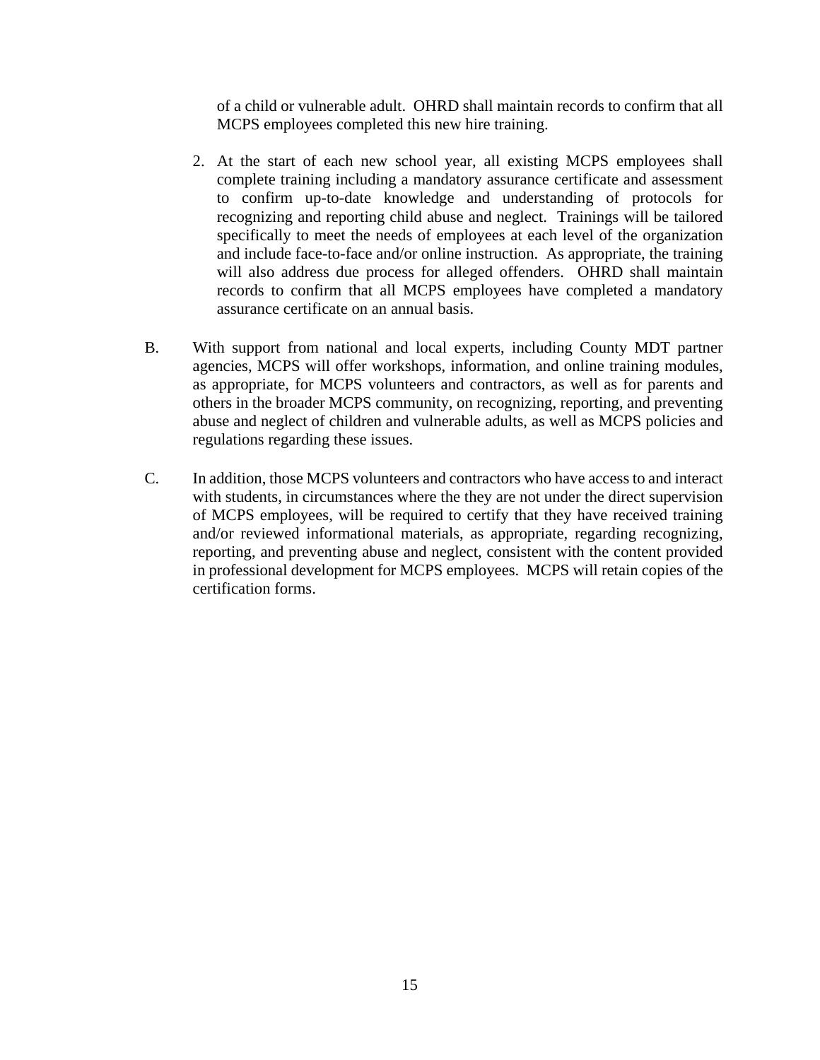of a child or vulnerable adult. OHRD shall maintain records to confirm that all MCPS employees completed this new hire training.

2. At the start of each new school year, all existing MCPS employees shall complete training including a mandatory assurance certificate and assessment to confirm up-to-date knowledge and understanding of protocols for recognizing and reporting child abuse and neglect. Trainings will be tailored specifically to meet the needs of employees at each level of the organization and include face-to-face and/or online instruction. As appropriate, the training will also address due process for alleged offenders. OHRD shall maintain records to confirm that all MCPS employees have completed a mandatory assurance certificate on an annual basis.

B. With support from national and local experts, including County MDT partner agencies, MCPS will offer workshops, information, and online training modules, as appropriate, for MCPS volunteers and contractors, as well as for parents and others in the broader MCPS community, on recognizing, reporting, and preventing abuse and neglect of children and vulnerable adults, as well as MCPS policies and regulations regarding these issues.

C. In addition, those MCPS volunteers and contractors who have access to and interact with students, in circumstances where the they are not under the direct supervision of MCPS employees, will be required to certify that they have received training and/or reviewed informational materials, as appropriate, regarding recognizing, reporting, and preventing abuse and neglect, consistent with the content provided in professional development for MCPS employees. MCPS will retain copies of the certification forms.